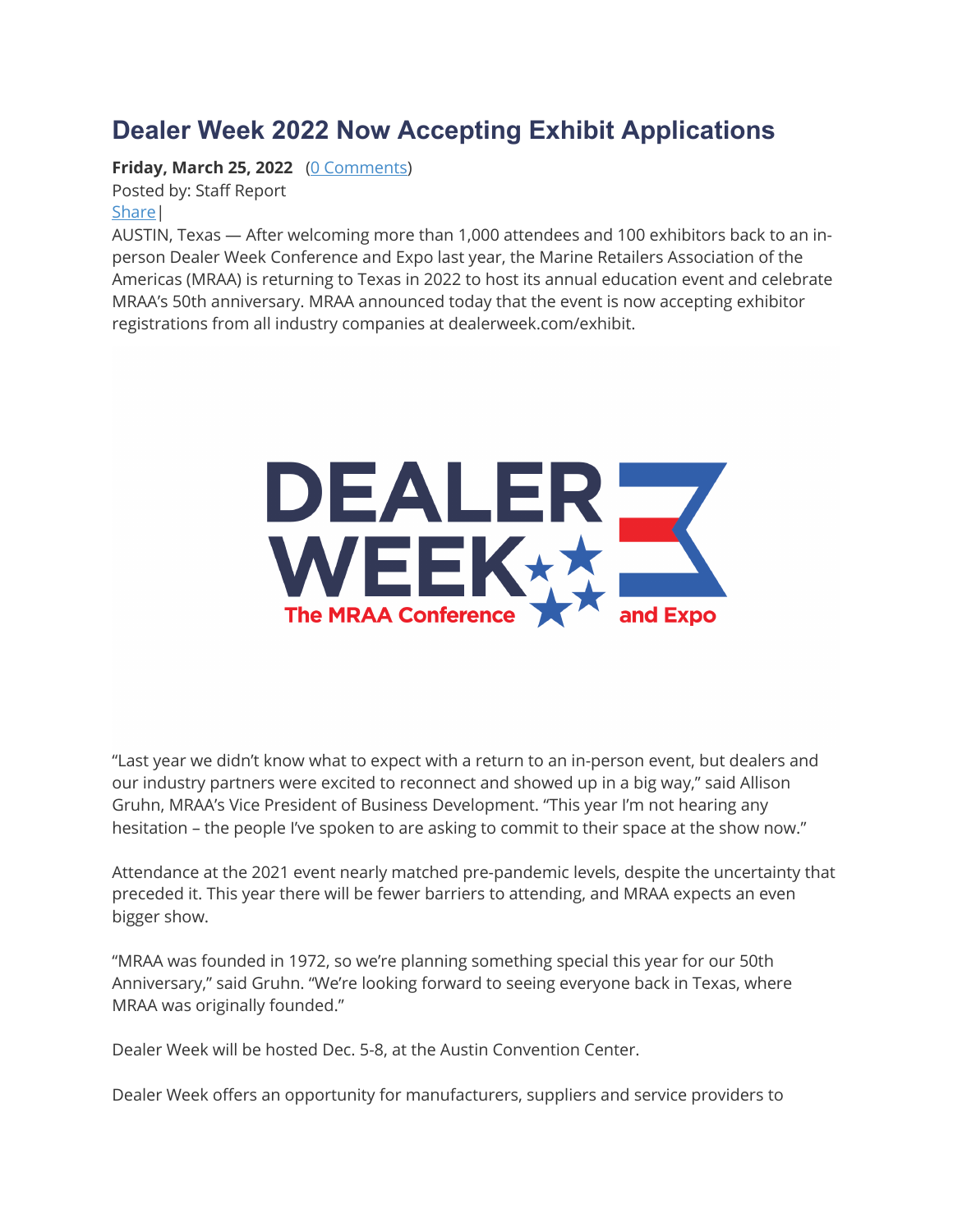# Dealer Week 2022 Now Accepting Exhibit Applications

**Friday, March 25, 2022** (0 Comments)
Posted by: Staff Report
Share|

AUSTIN, Texas — After welcoming more than 1,000 attendees and 100 exhibitors back to an in-person Dealer Week Conference and Expo last year, the Marine Retailers Association of the Americas (MRAA) is returning to Texas in 2022 to host its annual education event and celebrate MRAA's 50th anniversary. MRAA announced today that the event is now accepting exhibitor registrations from all industry companies at dealerweek.com/exhibit.

"Last year we didn't know what to expect with a return to an in-person event, but dealers and our industry partners were excited to reconnect and showed up in a big way," said Allison Gruhn, MRAA's Vice President of Business Development. "This year I'm not hearing any hesitation – the people I've spoken to are asking to commit to their space at the show now."

Attendance at the 2021 event nearly matched pre-pandemic levels, despite the uncertainty that preceded it. This year there will be fewer barriers to attending, and MRAA expects an even bigger show.

"MRAA was founded in 1972, so we're planning something special this year for our 50th Anniversary," said Gruhn. "We're looking forward to seeing everyone back in Texas, where MRAA was originally founded."

Dealer Week will be hosted Dec. 5-8, at the Austin Convention Center.

Dealer Week offers an opportunity for manufacturers, suppliers and service providers to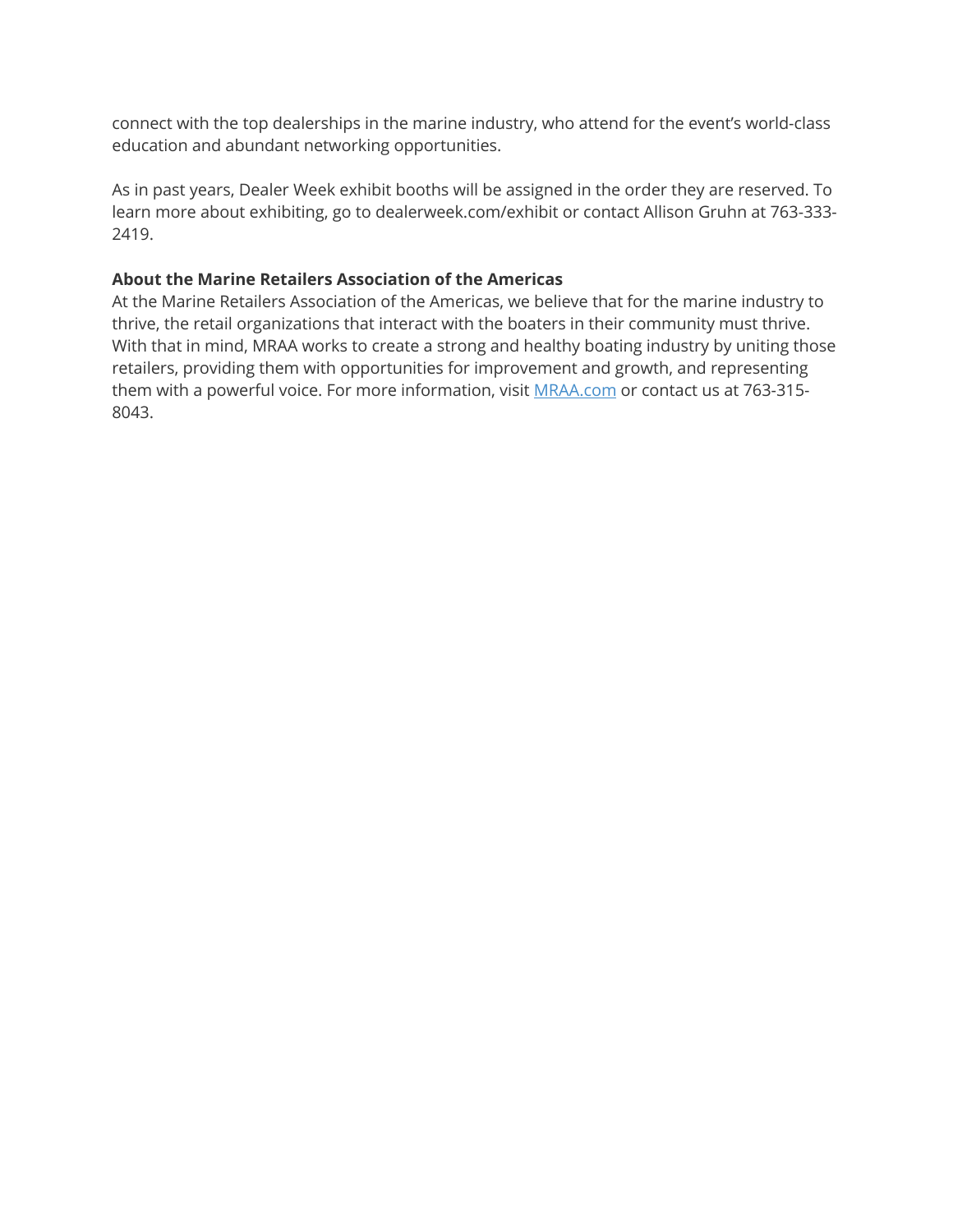connect with the top dealerships in the marine industry, who attend for the event's world-class education and abundant networking opportunities.

As in past years, Dealer Week exhibit booths will be assigned in the order they are reserved. To learn more about exhibiting, go to dealerweek.com/exhibit or contact Allison Gruhn at 763-333-2419.

**About the Marine Retailers Association of the Americas**
At the Marine Retailers Association of the Americas, we believe that for the marine industry to thrive, the retail organizations that interact with the boaters in their community must thrive. With that in mind, MRAA works to create a strong and healthy boating industry by uniting those retailers, providing them with opportunities for improvement and growth, and representing them with a powerful voice. For more information, visit [MRAA.com](MRAA.com) or contact us at 763-315-8043.